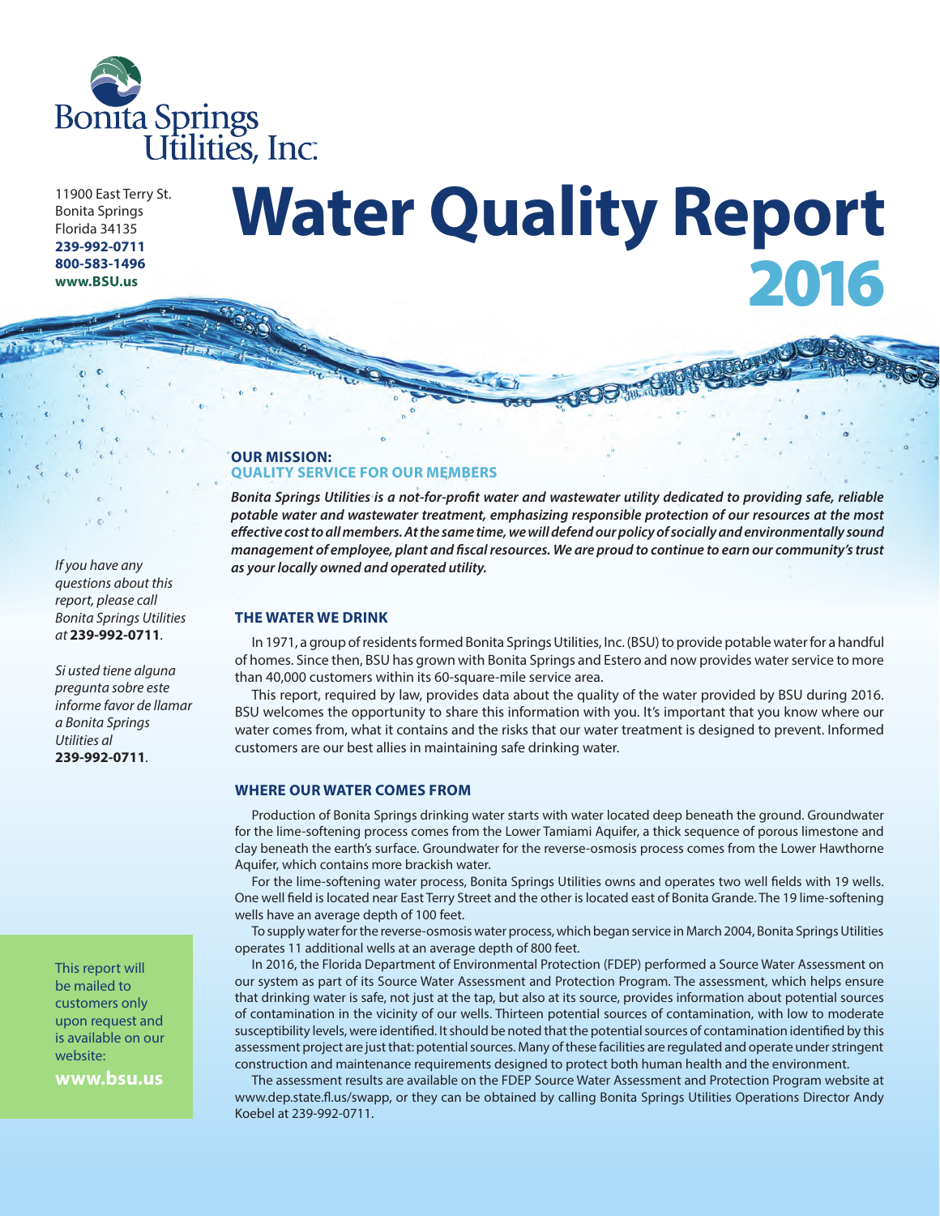Bonita Springs Utilities, Inc.

11900 East Terry St.
Bonita Springs
Florida 34135
**239-992-0711**
**800-583-1496**
**www.BSU.us**

# Water Quality Report 2016

*If you have any questions about this report, please call Bonita Springs Utilities at* **239-992-0711**.

*Si usted tiene alguna pregunta sobre este informe favor de llamar a Bonita Springs Utilities al* **239-992-0711**.

This report will be mailed to customers only upon request and is available on our website:

**www.bsu.us**

## OUR MISSION: QUALITY SERVICE FOR OUR MEMBERS

***Bonita Springs Utilities is a not-for-profit water and wastewater utility dedicated to providing safe, reliable potable water and wastewater treatment, emphasizing responsible protection of our resources at the most effective cost to all members. At the same time, we will defend our policy of socially and environmentally sound management of employee, plant and fiscal resources. We are proud to continue to earn our community's trust as your locally owned and operated utility.***

## THE WATER WE DRINK

In 1971, a group of residents formed Bonita Springs Utilities, Inc. (BSU) to provide potable water for a handful of homes. Since then, BSU has grown with Bonita Springs and Estero and now provides water service to more than 40,000 customers within its 60-square-mile service area.

This report, required by law, provides data about the quality of the water provided by BSU during 2016. BSU welcomes the opportunity to share this information with you. It's important that you know where our water comes from, what it contains and the risks that our water treatment is designed to prevent. Informed customers are our best allies in maintaining safe drinking water.

## WHERE OUR WATER COMES FROM

Production of Bonita Springs drinking water starts with water located deep beneath the ground. Groundwater for the lime-softening process comes from the Lower Tamiami Aquifer, a thick sequence of porous limestone and clay beneath the earth's surface. Groundwater for the reverse-osmosis process comes from the Lower Hawthorne Aquifer, which contains more brackish water.

For the lime-softening water process, Bonita Springs Utilities owns and operates two well fields with 19 wells. One well field is located near East Terry Street and the other is located east of Bonita Grande. The 19 lime-softening wells have an average depth of 100 feet.

To supply water for the reverse-osmosis water process, which began service in March 2004, Bonita Springs Utilities operates 11 additional wells at an average depth of 800 feet.

In 2016, the Florida Department of Environmental Protection (FDEP) performed a Source Water Assessment on our system as part of its Source Water Assessment and Protection Program. The assessment, which helps ensure that drinking water is safe, not just at the tap, but also at its source, provides information about potential sources of contamination in the vicinity of our wells. Thirteen potential sources of contamination, with low to moderate susceptibility levels, were identified. It should be noted that the potential sources of contamination identified by this assessment project are just that: potential sources. Many of these facilities are regulated and operate under stringent construction and maintenance requirements designed to protect both human health and the environment.

The assessment results are available on the FDEP Source Water Assessment and Protection Program website at www.dep.state.fl.us/swapp, or they can be obtained by calling Bonita Springs Utilities Operations Director Andy Koebel at 239-992-0711.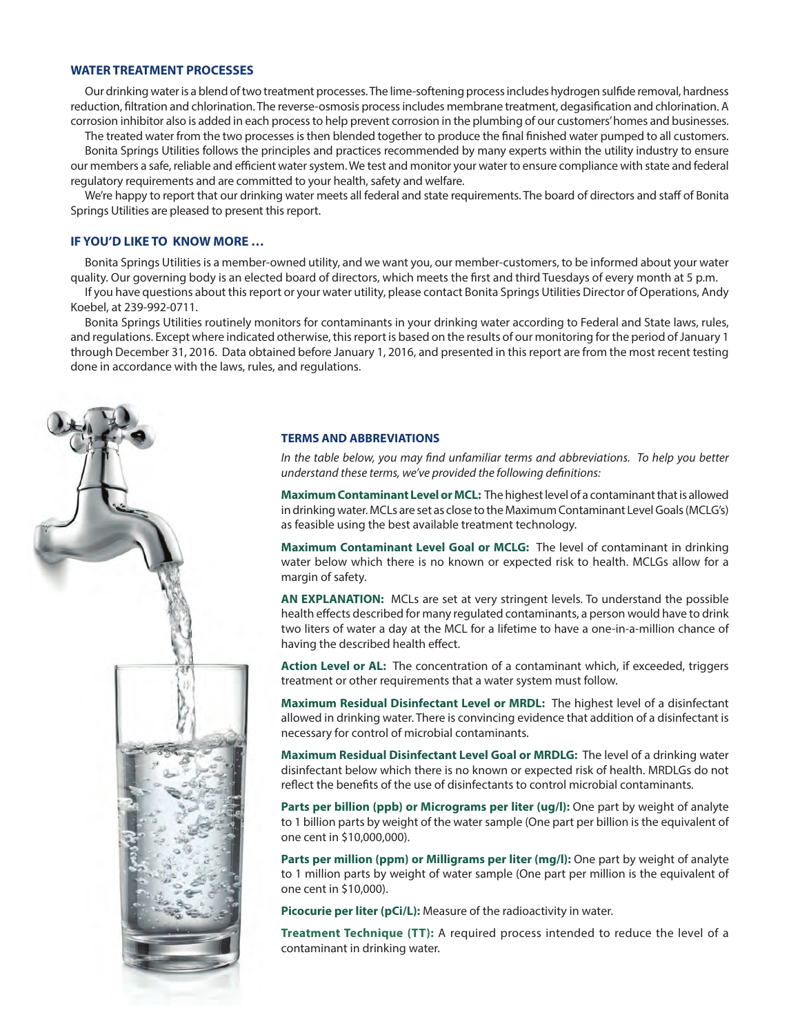## WATER TREATMENT PROCESSES

Our drinking water is a blend of two treatment processes. The lime-softening process includes hydrogen sulfide removal, hardness reduction, filtration and chlorination. The reverse-osmosis process includes membrane treatment, degasification and chlorination. A corrosion inhibitor also is added in each process to help prevent corrosion in the plumbing of our customers' homes and businesses.

The treated water from the two processes is then blended together to produce the final finished water pumped to all customers.

Bonita Springs Utilities follows the principles and practices recommended by many experts within the utility industry to ensure our members a safe, reliable and efficient water system. We test and monitor your water to ensure compliance with state and federal regulatory requirements and are committed to your health, safety and welfare.

We're happy to report that our drinking water meets all federal and state requirements. The board of directors and staff of Bonita Springs Utilities are pleased to present this report.

## IF YOU'D LIKE TO KNOW MORE …

Bonita Springs Utilities is a member-owned utility, and we want you, our member-customers, to be informed about your water quality. Our governing body is an elected board of directors, which meets the first and third Tuesdays of every month at 5 p.m.

If you have questions about this report or your water utility, please contact Bonita Springs Utilities Director of Operations, Andy Koebel, at 239-992-0711.

Bonita Springs Utilities routinely monitors for contaminants in your drinking water according to Federal and State laws, rules, and regulations. Except where indicated otherwise, this report is based on the results of our monitoring for the period of January 1 through December 31, 2016. Data obtained before January 1, 2016, and presented in this report are from the most recent testing done in accordance with the laws, rules, and regulations.

## TERMS AND ABBREVIATIONS

*In the table below, you may find unfamiliar terms and abbreviations. To help you better understand these terms, we've provided the following definitions:*

**Maximum Contaminant Level or MCL:** The highest level of a contaminant that is allowed in drinking water. MCLs are set as close to the Maximum Contaminant Level Goals (MCLG's) as feasible using the best available treatment technology.

**Maximum Contaminant Level Goal or MCLG:** The level of contaminant in drinking water below which there is no known or expected risk to health. MCLGs allow for a margin of safety.

**AN EXPLANATION:** MCLs are set at very stringent levels. To understand the possible health effects described for many regulated contaminants, a person would have to drink two liters of water a day at the MCL for a lifetime to have a one-in-a-million chance of having the described health effect.

**Action Level or AL:** The concentration of a contaminant which, if exceeded, triggers treatment or other requirements that a water system must follow.

**Maximum Residual Disinfectant Level or MRDL:** The highest level of a disinfectant allowed in drinking water. There is convincing evidence that addition of a disinfectant is necessary for control of microbial contaminants.

**Maximum Residual Disinfectant Level Goal or MRDLG:** The level of a drinking water disinfectant below which there is no known or expected risk of health. MRDLGs do not reflect the benefits of the use of disinfectants to control microbial contaminants.

**Parts per billion (ppb) or Micrograms per liter (ug/l):** One part by weight of analyte to 1 billion parts by weight of the water sample (One part per billion is the equivalent of one cent in $10,000,000).

**Parts per million (ppm) or Milligrams per liter (mg/l):** One part by weight of analyte to 1 million parts by weight of water sample (One part per million is the equivalent of one cent in $10,000).

**Picocurie per liter (pCi/L):** Measure of the radioactivity in water.

**Treatment Technique (TT):** A required process intended to reduce the level of a contaminant in drinking water.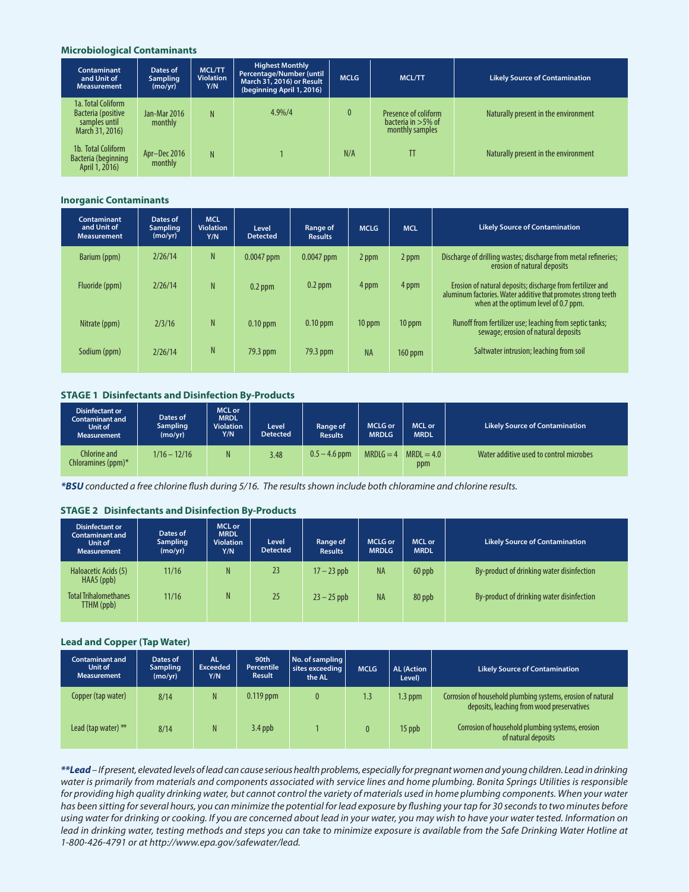### Microbiological Contaminants

| Contaminant and Unit of Measurement | Dates of Sampling (mo/yr) | MCL/TT Violation Y/N | Highest Monthly Percentage/Number (until March 31, 2016) or Result (beginning April 1, 2016) | MCLG | MCL/TT | Likely Source of Contamination |
|---|---|---|---|---|---|---|
| 1a. Total Coliform Bacteria (positive samples until March 31, 2016) | Jan-Mar 2016 monthly | N | 4.9%/4 | 0 | Presence of coliform bacteria in >5% of monthly samples | Naturally present in the environment |
| 1b. Total Coliform Bacteria (beginning April 1, 2016) | Apr–Dec 2016 monthly | N | 1 | N/A | TT | Naturally present in the environment |

### Inorganic Contaminants

| Contaminant and Unit of Measurement | Dates of Sampling (mo/yr) | MCL Violation Y/N | Level Detected | Range of Results | MCLG | MCL | Likely Source of Contamination |
|---|---|---|---|---|---|---|---|
| Barium (ppm) | 2/26/14 | N | 0.0047 ppm | 0.0047 ppm | 2 ppm | 2 ppm | Discharge of drilling wastes; discharge from metal refineries; erosion of natural deposits |
| Fluoride (ppm) | 2/26/14 | N | 0.2 ppm | 0.2 ppm | 4 ppm | 4 ppm | Erosion of natural deposits; discharge from fertilizer and aluminum factories. Water additive that promotes strong teeth when at the optimum level of 0.7 ppm. |
| Nitrate (ppm) | 2/3/16 | N | 0.10 ppm | 0.10 ppm | 10 ppm | 10 ppm | Runoff from fertilizer use; leaching from septic tanks; sewage; erosion of natural deposits |
| Sodium (ppm) | 2/26/14 | N | 79.3 ppm | 79.3 ppm | NA | 160 ppm | Saltwater intrusion; leaching from soil |

### STAGE 1 Disinfectants and Disinfection By-Products

| Disinfectant or Contaminant and Unit of Measurement | Dates of Sampling (mo/yr) | MCL or MRDL Violation Y/N | Level Detected | Range of Results | MCLG or MRDLG | MCL or MRDL | Likely Source of Contamination |
|---|---|---|---|---|---|---|---|
| Chlorine and Chloramines (ppm)* | 1/16 – 12/16 | N | 3.48 | 0.5 – 4.6 ppm | MRDLG = 4 | MRDL = 4.0 ppm | Water additive used to control microbes |

****BSU** conducted a free chlorine flush during 5/16. The results shown include both chloramine and chlorine results.*

### STAGE 2 Disinfectants and Disinfection By-Products

| Disinfectant or Contaminant and Unit of Measurement | Dates of Sampling (mo/yr) | MCL or MRDL Violation Y/N | Level Detected | Range of Results | MCLG or MRDLG | MCL or MRDL | Likely Source of Contamination |
|---|---|---|---|---|---|---|---|
| Haloacetic Acids (5) HAA5 (ppb) | 11/16 | N | 23 | 17 – 23 ppb | NA | 60 ppb | By-product of drinking water disinfection |
| Total Trihalomethanes TTHM (ppb) | 11/16 | N | 25 | 23 – 25 ppb | NA | 80 ppb | By-product of drinking water disinfection |

### Lead and Copper (Tap Water)

| Contaminant and Unit of Measurement | Dates of Sampling (mo/yr) | AL Exceeded Y/N | 90th Percentile Result | No. of sampling sites exceeding the AL | MCLG | AL (Action Level) | Likely Source of Contamination |
|---|---|---|---|---|---|---|---|
| Copper (tap water) | 8/14 | N | 0.119 ppm | 0 | 1.3 | 1.3 ppm | Corrosion of household plumbing systems, erosion of natural deposits, leaching from wood preservatives |
| Lead (tap water) ** | 8/14 | N | 3.4 ppb | 1 | 0 | 15 ppb | Corrosion of household plumbing systems, erosion of natural deposits |

***\*\*Lead** – If present, elevated levels of lead can cause serious health problems, especially for pregnant women and young children. Lead in drinking water is primarily from materials and components associated with service lines and home plumbing. Bonita Springs Utilities is responsible for providing high quality drinking water, but cannot control the variety of materials used in household plumbing components. When your water has been sitting for several hours, you can minimize the potential for lead exposure by flushing your tap for 30 seconds to two minutes before using water for drinking or cooking. If you are concerned about lead in your water, you may wish to have your water tested. Information on lead in drinking water, testing methods and steps you can take to minimize exposure is available from the Safe Drinking Water Hotline at 1-800-426-4791 or at http://www.epa.gov/safewater/lead.*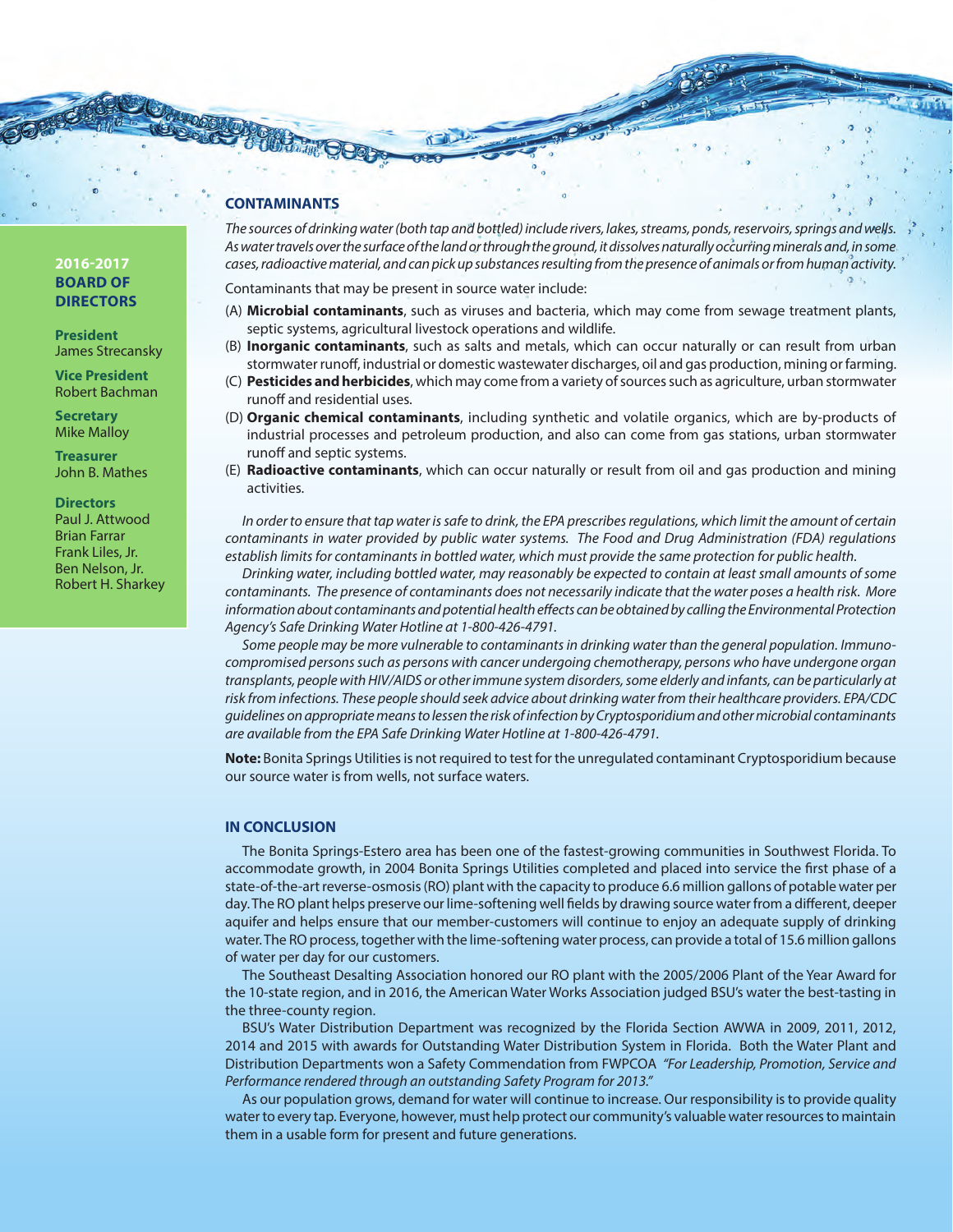## 2016-2017 BOARD OF DIRECTORS

**President**
James Strecansky

**Vice President**
Robert Bachman

**Secretary**
Mike Malloy

**Treasurer**
John B. Mathes

**Directors**
Paul J. Attwood
Brian Farrar
Frank Liles, Jr.
Ben Nelson, Jr.
Robert H. Sharkey

## CONTAMINANTS

*The sources of drinking water (both tap and bottled) include rivers, lakes, streams, ponds, reservoirs, springs and wells. As water travels over the surface of the land or through the ground, it dissolves naturally occurring minerals and, in some cases, radioactive material, and can pick up substances resulting from the presence of animals or from human activity.*

Contaminants that may be present in source water include:

(A) **Microbial contaminants**, such as viruses and bacteria, which may come from sewage treatment plants, septic systems, agricultural livestock operations and wildlife.

(B) **Inorganic contaminants**, such as salts and metals, which can occur naturally or can result from urban stormwater runoff, industrial or domestic wastewater discharges, oil and gas production, mining or farming.

(C) **Pesticides and herbicides**, which may come from a variety of sources such as agriculture, urban stormwater runoff and residential uses.

(D) **Organic chemical contaminants**, including synthetic and volatile organics, which are by-products of industrial processes and petroleum production, and also can come from gas stations, urban stormwater runoff and septic systems.

(E) **Radioactive contaminants**, which can occur naturally or result from oil and gas production and mining activities.

*In order to ensure that tap water is safe to drink, the EPA prescribes regulations, which limit the amount of certain contaminants in water provided by public water systems. The Food and Drug Administration (FDA) regulations establish limits for contaminants in bottled water, which must provide the same protection for public health.*

*Drinking water, including bottled water, may reasonably be expected to contain at least small amounts of some contaminants. The presence of contaminants does not necessarily indicate that the water poses a health risk. More information about contaminants and potential health effects can be obtained by calling the Environmental Protection Agency's Safe Drinking Water Hotline at 1-800-426-4791.*

*Some people may be more vulnerable to contaminants in drinking water than the general population. Immuno-compromised persons such as persons with cancer undergoing chemotherapy, persons who have undergone organ transplants, people with HIV/AIDS or other immune system disorders, some elderly and infants, can be particularly at risk from infections. These people should seek advice about drinking water from their healthcare providers. EPA/CDC guidelines on appropriate means to lessen the risk of infection by Cryptosporidium and other microbial contaminants are available from the EPA Safe Drinking Water Hotline at 1-800-426-4791.*

**Note:** Bonita Springs Utilities is not required to test for the unregulated contaminant Cryptosporidium because our source water is from wells, not surface waters.

## IN CONCLUSION

The Bonita Springs-Estero area has been one of the fastest-growing communities in Southwest Florida. To accommodate growth, in 2004 Bonita Springs Utilities completed and placed into service the first phase of a state-of-the-art reverse-osmosis (RO) plant with the capacity to produce 6.6 million gallons of potable water per day. The RO plant helps preserve our lime-softening well fields by drawing source water from a different, deeper aquifer and helps ensure that our member-customers will continue to enjoy an adequate supply of drinking water. The RO process, together with the lime-softening water process, can provide a total of 15.6 million gallons of water per day for our customers.

The Southeast Desalting Association honored our RO plant with the 2005/2006 Plant of the Year Award for the 10-state region, and in 2016, the American Water Works Association judged BSU's water the best-tasting in the three-county region.

BSU's Water Distribution Department was recognized by the Florida Section AWWA in 2009, 2011, 2012, 2014 and 2015 with awards for Outstanding Water Distribution System in Florida. Both the Water Plant and Distribution Departments won a Safety Commendation from FWPCOA *"For Leadership, Promotion, Service and Performance rendered through an outstanding Safety Program for 2013."*

As our population grows, demand for water will continue to increase. Our responsibility is to provide quality water to every tap. Everyone, however, must help protect our community's valuable water resources to maintain them in a usable form for present and future generations.